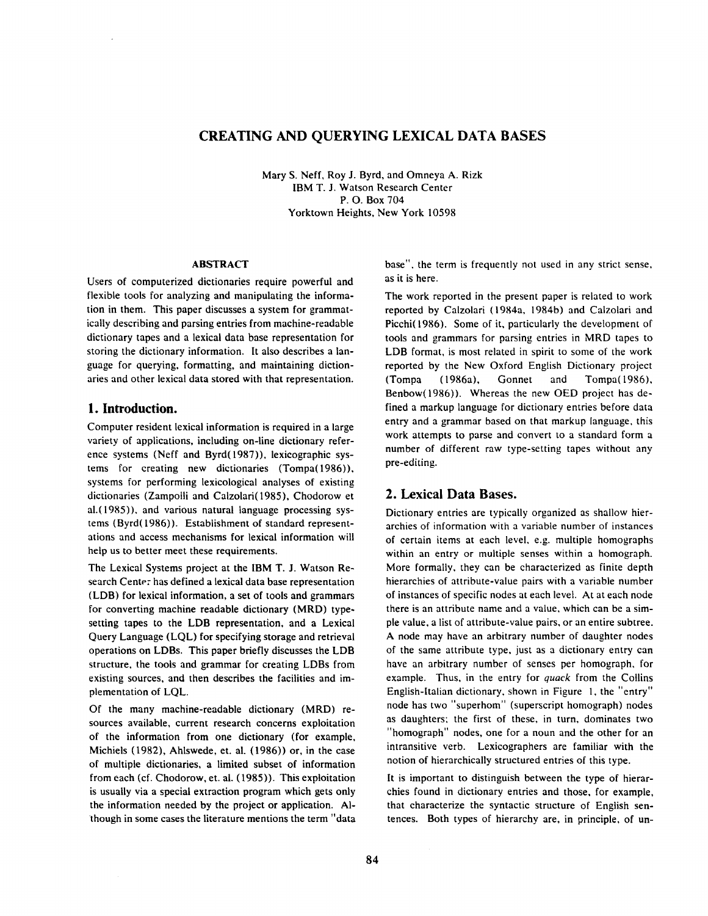# CREATING AND QUERYING LEXICAL DATA BASES

Mary S. Neff, Roy J. Byrd, and Omneya A. Rizk
IBM T. J. Watson Research Center
P. O. Box 704
Yorktown Heights, New York 10598

### ABSTRACT

Users of computerized dictionaries require powerful and flexible tools for analyzing and manipulating the information in them. This paper discusses a system for grammatically describing and parsing entries from machine-readable dictionary tapes and a lexical data base representation for storing the dictionary information. It also describes a language for querying, formatting, and maintaining dictionaries and other lexical data stored with that representation.

## 1. Introduction.

Computer resident lexical information is required in a large variety of applications, including on-line dictionary reference systems (Neff and Byrd(1987)), lexicographic systems for creating new dictionaries (Tompa(1986)), systems for performing lexicological analyses of existing dictionaries (Zampolli and Calzolari(1985), Chodorow et al.(1985)), and various natural language processing systems (Byrd(1986)). Establishment of standard representations and access mechanisms for lexical information will help us to better meet these requirements.

The Lexical Systems project at the IBM T. J. Watson Research Center has defined a lexical data base representation (LDB) for lexical information, a set of tools and grammars for converting machine readable dictionary (MRD) typesetting tapes to the LDB representation, and a Lexical Query Language (LQL) for specifying storage and retrieval operations on LDBs. This paper briefly discusses the LDB structure, the tools and grammar for creating LDBs from existing sources, and then describes the facilities and implementation of LQL.

Of the many machine-readable dictionary (MRD) resources available, current research concerns exploitation of the information from one dictionary (for example, Michiels (1982), Ahlswede, et. al. (1986)) or, in the case of multiple dictionaries, a limited subset of information from each (cf. Chodorow, et. al. (1985)). This exploitation is usually via a special extraction program which gets only the information needed by the project or application. Although in some cases the literature mentions the term "data base", the term is frequently not used in any strict sense, as it is here.

The work reported in the present paper is related to work reported by Calzolari (1984a, 1984b) and Calzolari and Picchi(1986). Some of it, particularly the development of tools and grammars for parsing entries in MRD tapes to LDB format, is most related in spirit to some of the work reported by the New Oxford English Dictionary project (Tompa (1986a), Gonnet and Tompa(1986), Benbow(1986)). Whereas the new OED project has defined a markup language for dictionary entries before data entry and a grammar based on that markup language, this work attempts to parse and convert to a standard form a number of different raw type-setting tapes without any pre-editing.

## 2. Lexical Data Bases.

Dictionary entries are typically organized as shallow hierarchies of information with a variable number of instances of certain items at each level, e.g. multiple homographs within an entry or multiple senses within a homograph. More formally, they can be characterized as finite depth hierarchies of attribute-value pairs with a variable number of instances of specific nodes at each level. At at each node there is an attribute name and a value, which can be a simple value, a list of attribute-value pairs, or an entire subtree. A node may have an arbitrary number of daughter nodes of the same attribute type, just as a dictionary entry can have an arbitrary number of senses per homograph, for example. Thus, in the entry for *quack* from the Collins English-Italian dictionary, shown in Figure 1, the "entry" node has two "superhom" (superscript homograph) nodes as daughters; the first of these, in turn, dominates two "homograph" nodes, one for a noun and the other for an intransitive verb. Lexicographers are familiar with the notion of hierarchically structured entries of this type.

It is important to distinguish between the type of hierarchies found in dictionary entries and those, for example, that characterize the syntactic structure of English sentences. Both types of hierarchy are, in principle, of un-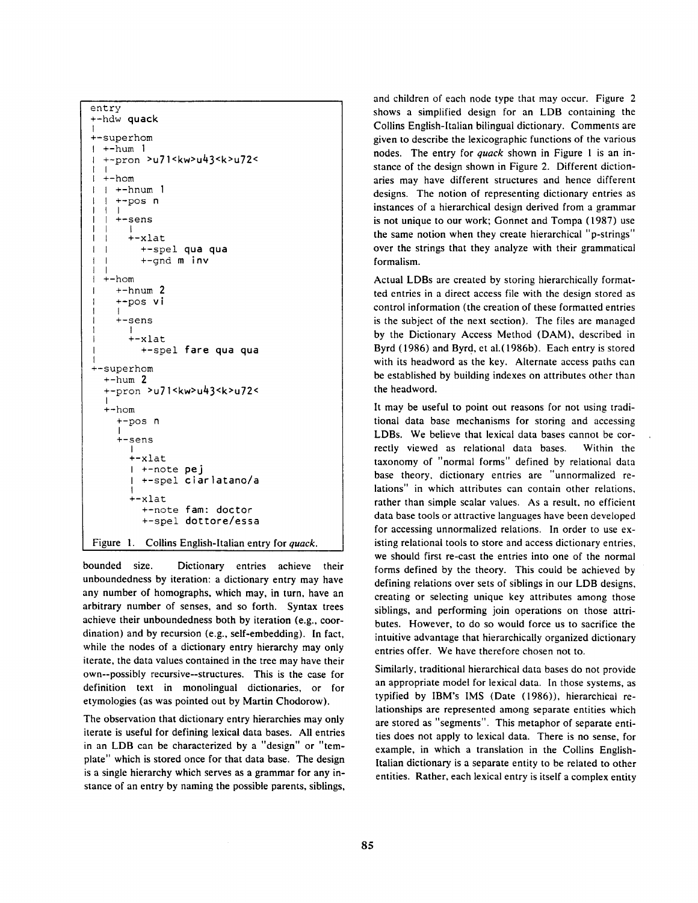```
entry
+-hdw quack
|
+-superhom
| +-hum 1
| +-pron >u71<kw>u43<k>u72<
| |
| +-hom
| | +-hnum 1
| | +-pos n
| | |
| | +-sens
| |   |
| |   +-xlat
| |     +-spel qua qua
| |     +-gnd m inv
| |
| +-hom
|   +-hnum 2
|   +-pos vi
|   |
|   +-sens
|     |
|     +-xlat
|       +-spel fare qua qua
|
+-superhom
  +-hum 2
  +-pron >u71<kw>u43<k>u72<
  |
  +-hom
    +-pos n
    |
    +-sens
      |
      +-xlat
      | +-note pej
      | +-spel ciarlatano/a
      |
      +-xlat
        +-note fam: doctor
        +-spel dottore/essa
```

Figure 1. Collins English-Italian entry for *quack*.

bounded size. Dictionary entries achieve their unboundedness by iteration: a dictionary entry may have any number of homographs, which may, in turn, have an arbitrary number of senses, and so forth. Syntax trees achieve their unboundedness both by iteration (e.g., coordination) and by recursion (e.g., self-embedding). In fact, while the nodes of a dictionary entry hierarchy may only iterate, the data values contained in the tree may have their own--possibly recursive--structures. This is the case for definition text in monolingual dictionaries, or for etymologies (as was pointed out by Martin Chodorow).

The observation that dictionary entry hierarchies may only iterate is useful for defining lexical data bases. All entries in an LDB can be characterized by a "design" or "template" which is stored once for that data base. The design is a single hierarchy which serves as a grammar for any instance of an entry by naming the possible parents, siblings, and children of each node type that may occur. Figure 2 shows a simplified design for an LDB containing the Collins English-Italian bilingual dictionary. Comments are given to describe the lexicographic functions of the various nodes. The entry for *quack* shown in Figure 1 is an instance of the design shown in Figure 2. Different dictionaries may have different structures and hence different designs. The notion of representing dictionary entries as instances of a hierarchical design derived from a grammar is not unique to our work; Gonnet and Tompa (1987) use the same notion when they create hierarchical "p-strings" over the strings that they analyze with their grammatical formalism.

Actual LDBs are created by storing hierarchically formatted entries in a direct access file with the design stored as control information (the creation of these formatted entries is the subject of the next section). The files are managed by the Dictionary Access Method (DAM), described in Byrd (1986) and Byrd, et al.(1986b). Each entry is stored with its headword as the key. Alternate access paths can be established by building indexes on attributes other than the headword.

It may be useful to point out reasons for not using traditional data base mechanisms for storing and accessing LDBs. We believe that lexical data bases cannot be correctly viewed as relational data bases. Within the taxonomy of "normal forms" defined by relational data base theory, dictionary entries are "unnormalized relations" in which attributes can contain other relations, rather than simple scalar values. As a result, no efficient data base tools or attractive languages have been developed for accessing unnormalized relations. In order to use existing relational tools to store and access dictionary entries, we should first re-cast the entries into one of the normal forms defined by the theory. This could be achieved by defining relations over sets of siblings in our LDB designs, creating or selecting unique key attributes among those siblings, and performing join operations on those attributes. However, to do so would force us to sacrifice the intuitive advantage that hierarchically organized dictionary entries offer. We have therefore chosen not to.

Similarly, traditional hierarchical data bases do not provide an appropriate model for lexical data. In those systems, as typified by IBM's IMS (Date (1986)), hierarchical relationships are represented among separate entities which are stored as "segments". This metaphor of separate entities does not apply to lexical data. There is no sense, for example, in which a translation in the Collins English-Italian dictionary is a separate entity to be related to other entities. Rather, each lexical entry is itself a complex entity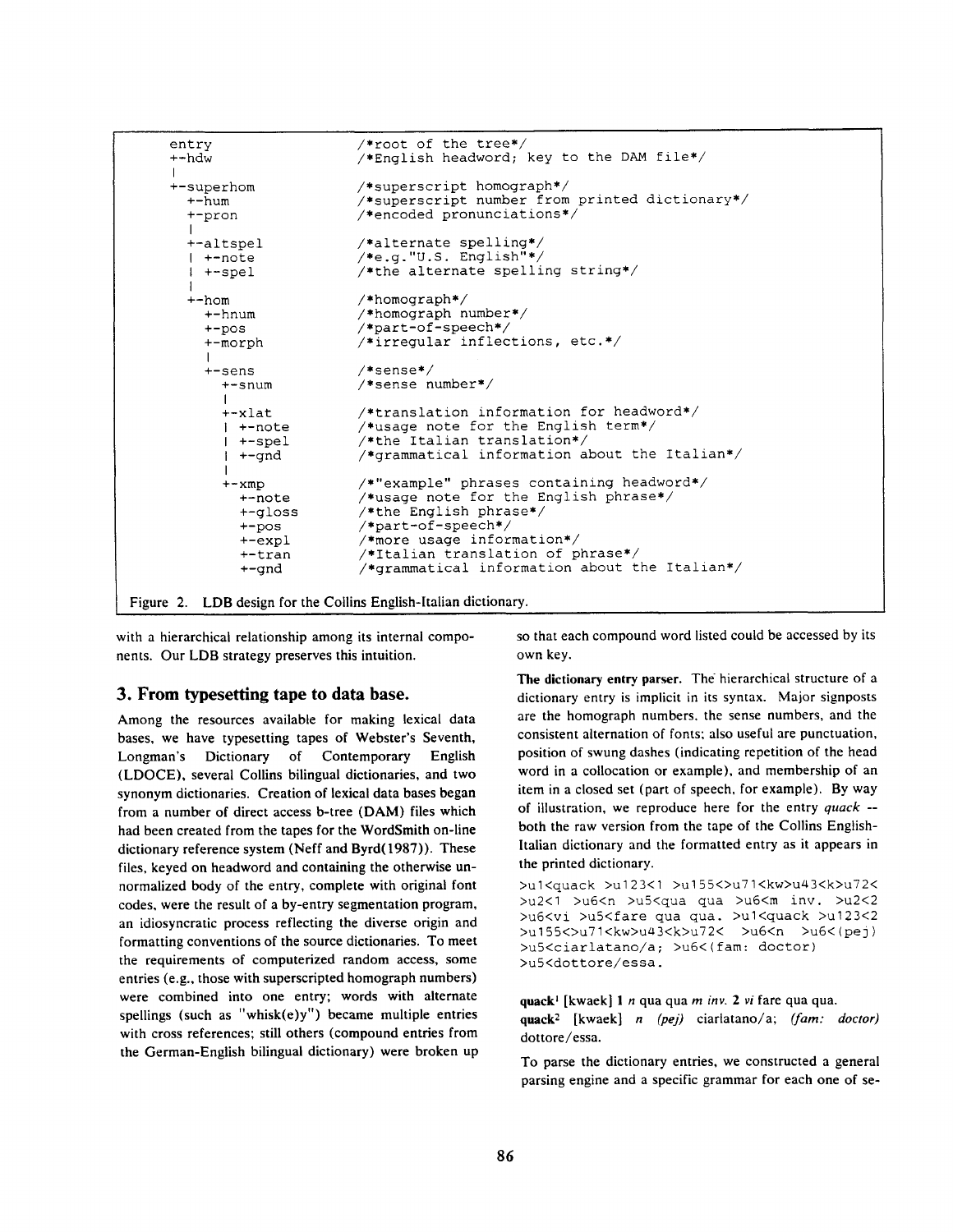```
entry                  /*root of the tree*/
+-hdw                  /*English headword; key to the DAM file*/
|
+-superhom             /*superscript homograph*/
  +-hum                /*superscript number from printed dictionary*/
  +-pron               /*encoded pronunciations*/
  |
  +-altspel            /*alternate spelling*/
  | +-note             /*e.g."U.S. English"*/
  | +-spel             /*the alternate spelling string*/
  |
  +-hom                /*homograph*/
    +-hnum             /*homograph number*/
    +-pos              /*part-of-speech*/
    +-morph            /*irregular inflections, etc.*/
    |
    +-sens             /*sense*/
      +-snum           /*sense number*/
      |
      +-xlat           /*translation information for headword*/
      | +-note         /*usage note for the English term*/
      | +-spel         /*the Italian translation*/
      | +-gnd          /*grammatical information about the Italian*/
      |
      +-xmp            /*"example" phrases containing headword*/
        +-note         /*usage note for the English phrase*/
        +-gloss        /*the English phrase*/
        +-pos          /*part-of-speech*/
        +-expl         /*more usage information*/
        +-tran         /*Italian translation of phrase*/
        +-gnd          /*grammatical information about the Italian*/
```

Figure 2. LDB design for the Collins English-Italian dictionary.

with a hierarchical relationship among its internal components. Our LDB strategy preserves this intuition.

## 3. From typesetting tape to data base.

Among the resources available for making lexical data bases, we have typesetting tapes of Webster's Seventh, Longman's Dictionary of Contemporary English (LDOCE), several Collins bilingual dictionaries, and two synonym dictionaries. Creation of lexical data bases began from a number of direct access b-tree (DAM) files which had been created from the tapes for the WordSmith on-line dictionary reference system (Neff and Byrd(1987)). These files, keyed on headword and containing the otherwise unnormalized body of the entry, complete with original font codes, were the result of a by-entry segmentation program, an idiosyncratic process reflecting the diverse origin and formatting conventions of the source dictionaries. To meet the requirements of computerized random access, some entries (e.g., those with superscripted homograph numbers) were combined into one entry; words with alternate spellings (such as "whisk(e)y") became multiple entries with cross references; still others (compound entries from the German-English bilingual dictionary) were broken up so that each compound word listed could be accessed by its own key.

**The dictionary entry parser.** The hierarchical structure of a dictionary entry is implicit in its syntax. Major signposts are the homograph numbers, the sense numbers, and the consistent alternation of fonts; also useful are punctuation, position of swung dashes (indicating repetition of the head word in a collocation or example), and membership of an item in a closed set (part of speech, for example). By way of illustration, we reproduce here for the entry *quack* -- both the raw version from the tape of the Collins English-Italian dictionary and the formatted entry as it appears in the printed dictionary.

```
>u1<quack >u123<1 >u155<>u71<kw>u43<k>u72<
>u2<1 >u6<n >u5<qua qua >u6<m inv. >u2<2
>u6<vi >u5<fare qua qua. >u1<quack >u123<2
>u155<>u71<kw>u43<k>u72< >u6<n >u6<(pej)
>u5<ciarlatano/a; >u6<(fam: doctor)
>u5<dottore/essa.
```

**quack**[1] [kwaek] **1** *n* qua qua *m inv.* **2** *vi* fare qua qua.
**quack**[2] [kwaek] *n (pej)* ciarlatano/a; *(fam: doctor)* dottore/essa.

To parse the dictionary entries, we constructed a general parsing engine and a specific grammar for each one of se-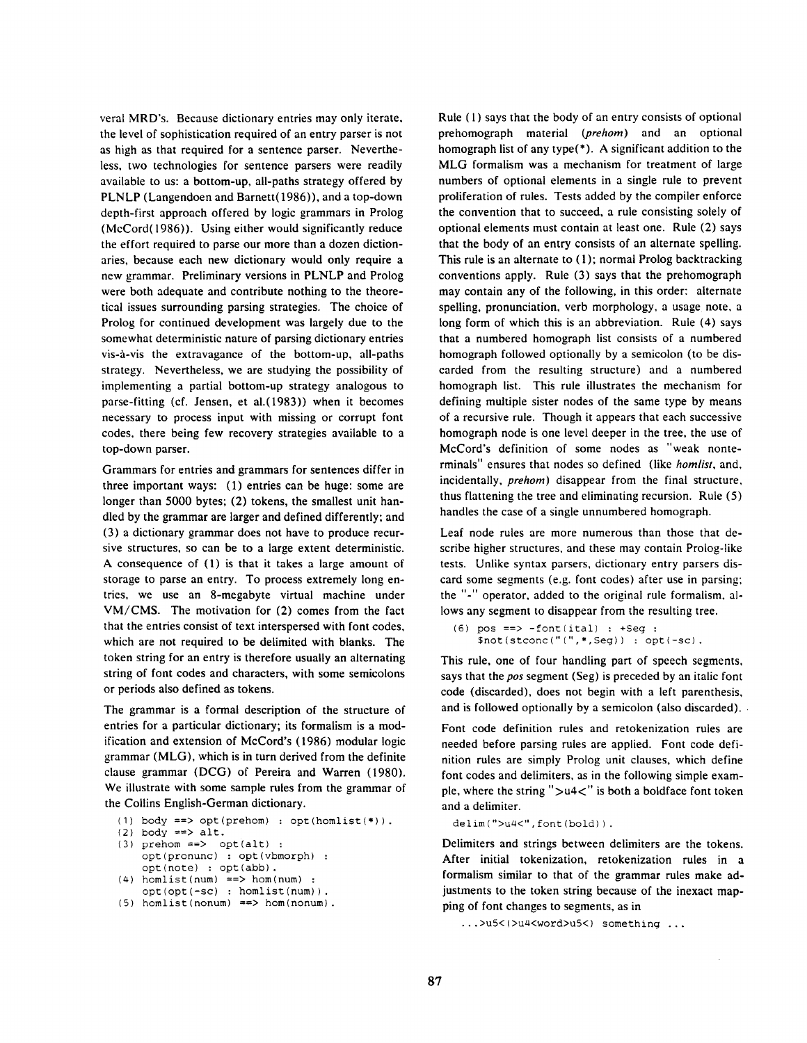veral MRD's. Because dictionary entries may only iterate, the level of sophistication required of an entry parser is not as high as that required for a sentence parser. Nevertheless, two technologies for sentence parsers were readily available to us: a bottom-up, all-paths strategy offered by PLNLP (Langendoen and Barnett(1986)), and a top-down depth-first approach offered by logic grammars in Prolog (McCord(1986)). Using either would significantly reduce the effort required to parse our more than a dozen dictionaries, because each new dictionary would only require a new grammar. Preliminary versions in PLNLP and Prolog were both adequate and contribute nothing to the theoretical issues surrounding parsing strategies. The choice of Prolog for continued development was largely due to the somewhat deterministic nature of parsing dictionary entries vis-à-vis the extravagance of the bottom-up, all-paths strategy. Nevertheless, we are studying the possibility of implementing a partial bottom-up strategy analogous to parse-fitting (cf. Jensen, et al.(1983)) when it becomes necessary to process input with missing or corrupt font codes, there being few recovery strategies available to a top-down parser.

Grammars for entries and grammars for sentences differ in three important ways: (1) entries can be huge: some are longer than 5000 bytes; (2) tokens, the smallest unit handled by the grammar are larger and defined differently; and (3) a dictionary grammar does not have to produce recursive structures, so can be to a large extent deterministic. A consequence of (1) is that it takes a large amount of storage to parse an entry. To process extremely long entries, we use an 8-megabyte virtual machine under VM/CMS. The motivation for (2) comes from the fact that the entries consist of text interspersed with font codes, which are not required to be delimited with blanks. The token string for an entry is therefore usually an alternating string of font codes and characters, with some semicolons or periods also defined as tokens.

The grammar is a formal description of the structure of entries for a particular dictionary; its formalism is a modification and extension of McCord's (1986) modular logic grammar (MLG), which is in turn derived from the definite clause grammar (DCG) of Pereira and Warren (1980). We illustrate with some sample rules from the grammar of the Collins English-German dictionary.

```
(1) body ==> opt(prehom) : opt(homlist(*)).
(2) body ==> alt.
(3) prehom ==>  opt(alt) :
    opt(pronunc) : opt(vbmorph) :
    opt(note) : opt(abb).
(4) homlist(num) ==> hom(num) :
    opt(opt(-sc) : homlist(num)).
(5) homlist(nonum) ==> hom(nonum).
```

Rule (1) says that the body of an entry consists of optional prehomograph material (*prehom*) and an optional homograph list of any type(*). A significant addition to the MLG formalism was a mechanism for treatment of large numbers of optional elements in a single rule to prevent proliferation of rules. Tests added by the compiler enforce the convention that to succeed, a rule consisting solely of optional elements must contain at least one. Rule (2) says that the body of an entry consists of an alternate spelling. This rule is an alternate to (1); normal Prolog backtracking conventions apply. Rule (3) says that the prehomograph may contain any of the following, in this order: alternate spelling, pronunciation, verb morphology, a usage note, a long form of which this is an abbreviation. Rule (4) says that a numbered homograph list consists of a numbered homograph followed optionally by a semicolon (to be discarded from the resulting structure) and a numbered homograph list. This rule illustrates the mechanism for defining multiple sister nodes of the same type by means of a recursive rule. Though it appears that each successive homograph node is one level deeper in the tree, the use of McCord's definition of some nodes as "weak nonterminals" ensures that nodes so defined (like *homlist*, and, incidentally, *prehom*) disappear from the final structure, thus flattening the tree and eliminating recursion. Rule (5) handles the case of a single unnumbered homograph.

Leaf node rules are more numerous than those that describe higher structures, and these may contain Prolog-like tests. Unlike syntax parsers, dictionary entry parsers discard some segments (e.g. font codes) after use in parsing; the "-" operator, added to the original rule formalism, allows any segment to disappear from the resulting tree.

```
(6) pos ==> -font(ital) : +Seg :
    $not(stconc("(",*,Seg)) : opt(-sc).
```

This rule, one of four handling part of speech segments, says that the *pos* segment (Seg) is preceded by an italic font code (discarded), does not begin with a left parenthesis, and is followed optionally by a semicolon (also discarded).

Font code definition rules and retokenization rules are needed before parsing rules are applied. Font code definition rules are simply Prolog unit clauses, which define font codes and delimiters, as in the following simple example, where the string ">u4<" is both a boldface font token and a delimiter.

```
delim(">u4<",font(bold)).
```

Delimiters and strings between delimiters are the tokens. After initial tokenization, retokenization rules in a formalism similar to that of the grammar rules make adjustments to the token string because of the inexact mapping of font changes to segments, as in

```
...>u5<(>u4<word>u5<) something ...
```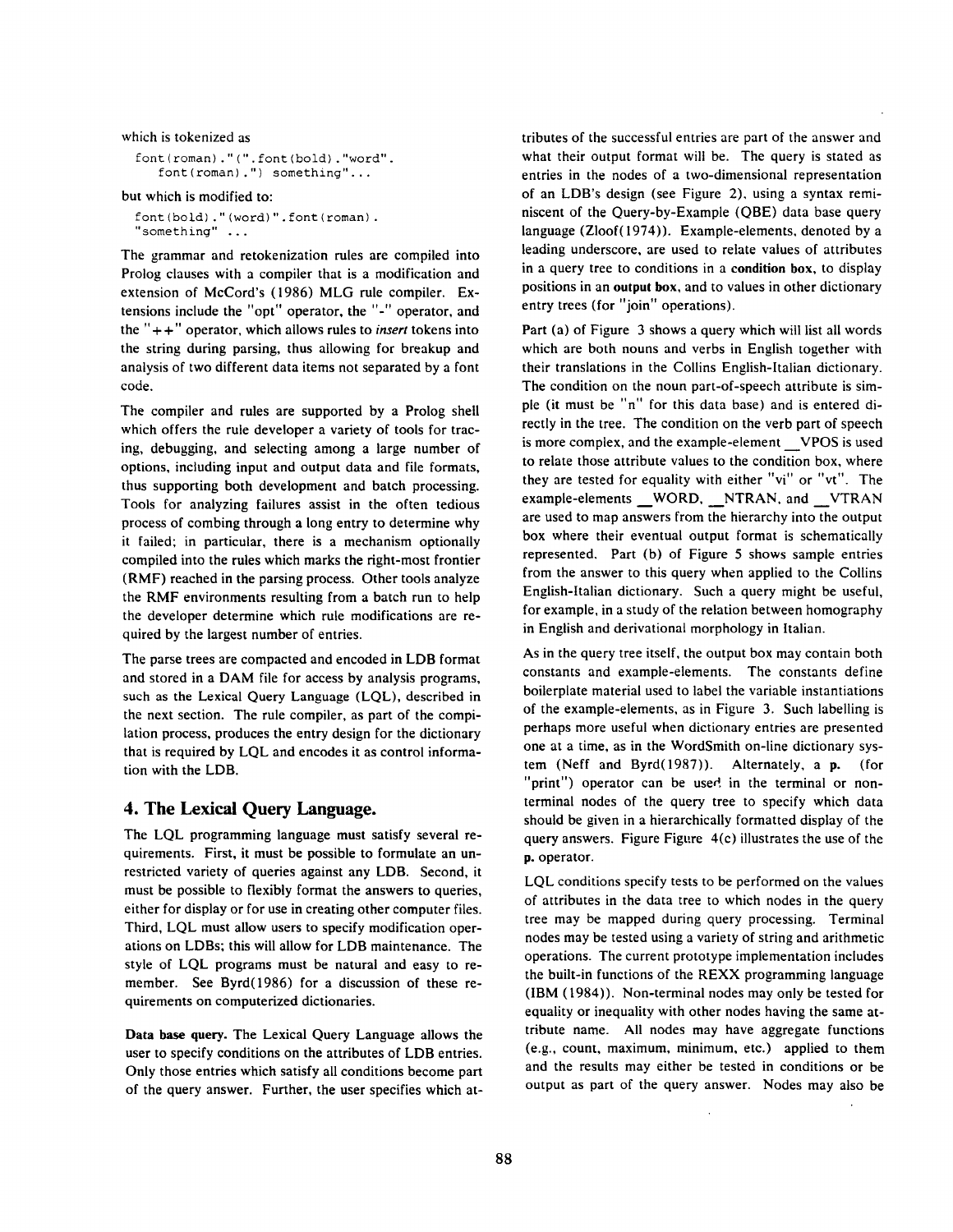which is tokenized as

```
font(roman)."(".font(bold)."word".
    font(roman).") something"...
```

but which is modified to:

```
font(bold)."(word)".font(roman).
"something" ...
```

The grammar and retokenization rules are compiled into Prolog clauses with a compiler that is a modification and extension of McCord's (1986) MLG rule compiler. Extensions include the "opt" operator, the "-" operator, and the "++" operator, which allows rules to *insert* tokens into the string during parsing, thus allowing for breakup and analysis of two different data items not separated by a font code.

The compiler and rules are supported by a Prolog shell which offers the rule developer a variety of tools for tracing, debugging, and selecting among a large number of options, including input and output data and file formats, thus supporting both development and batch processing. Tools for analyzing failures assist in the often tedious process of combing through a long entry to determine why it failed; in particular, there is a mechanism optionally compiled into the rules which marks the right-most frontier (RMF) reached in the parsing process. Other tools analyze the RMF environments resulting from a batch run to help the developer determine which rule modifications are required by the largest number of entries.

The parse trees are compacted and encoded in LDB format and stored in a DAM file for access by analysis programs, such as the Lexical Query Language (LQL), described in the next section. The rule compiler, as part of the compilation process, produces the entry design for the dictionary that is required by LQL and encodes it as control information with the LDB.

## 4. The Lexical Query Language.

The LQL programming language must satisfy several requirements. First, it must be possible to formulate an unrestricted variety of queries against any LDB. Second, it must be possible to flexibly format the answers to queries, either for display or for use in creating other computer files. Third, LQL must allow users to specify modification operations on LDBs; this will allow for LDB maintenance. The style of LQL programs must be natural and easy to remember. See Byrd(1986) for a discussion of these requirements on computerized dictionaries.

**Data base query.** The Lexical Query Language allows the user to specify conditions on the attributes of LDB entries. Only those entries which satisfy all conditions become part of the query answer. Further, the user specifies which attributes of the successful entries are part of the answer and what their output format will be. The query is stated as entries in the nodes of a two-dimensional representation of an LDB's design (see Figure 2), using a syntax reminiscent of the Query-by-Example (QBE) data base query language (Zloof(1974)). Example-elements, denoted by a leading underscore, are used to relate values of attributes in a query tree to conditions in a **condition box**, to display positions in an **output box**, and to values in other dictionary entry trees (for "join" operations).

Part (a) of Figure 3 shows a query which will list all words which are both nouns and verbs in English together with their translations in the Collins English-Italian dictionary. The condition on the noun part-of-speech attribute is simple (it must be "n" for this data base) and is entered directly in the tree. The condition on the verb part of speech is more complex, and the example-element _VPOS is used to relate those attribute values to the condition box, where they are tested for equality with either "vi" or "vt". The example-elements _WORD, _NTRAN, and _VTRAN are used to map answers from the hierarchy into the output box where their eventual output format is schematically represented. Part (b) of Figure 5 shows sample entries from the answer to this query when applied to the Collins English-Italian dictionary. Such a query might be useful, for example, in a study of the relation between homography in English and derivational morphology in Italian.

As in the query tree itself, the output box may contain both constants and example-elements. The constants define boilerplate material used to label the variable instantiations of the example-elements, as in Figure 3. Such labelling is perhaps more useful when dictionary entries are presented one at a time, as in the WordSmith on-line dictionary system (Neff and Byrd(1987)). Alternately, a **p.** (for "print") operator can be used in the terminal or non-terminal nodes of the query tree to specify which data should be given in a hierarchically formatted display of the query answers. Figure Figure 4(c) illustrates the use of the **p.** operator.

LQL conditions specify tests to be performed on the values of attributes in the data tree to which nodes in the query tree may be mapped during query processing. Terminal nodes may be tested using a variety of string and arithmetic operations. The current prototype implementation includes the built-in functions of the REXX programming language (IBM (1984)). Non-terminal nodes may only be tested for equality or inequality with other nodes having the same attribute name. All nodes may have aggregate functions (e.g., count, maximum, minimum, etc.) applied to them and the results may either be tested in conditions or be output as part of the query answer. Nodes may also be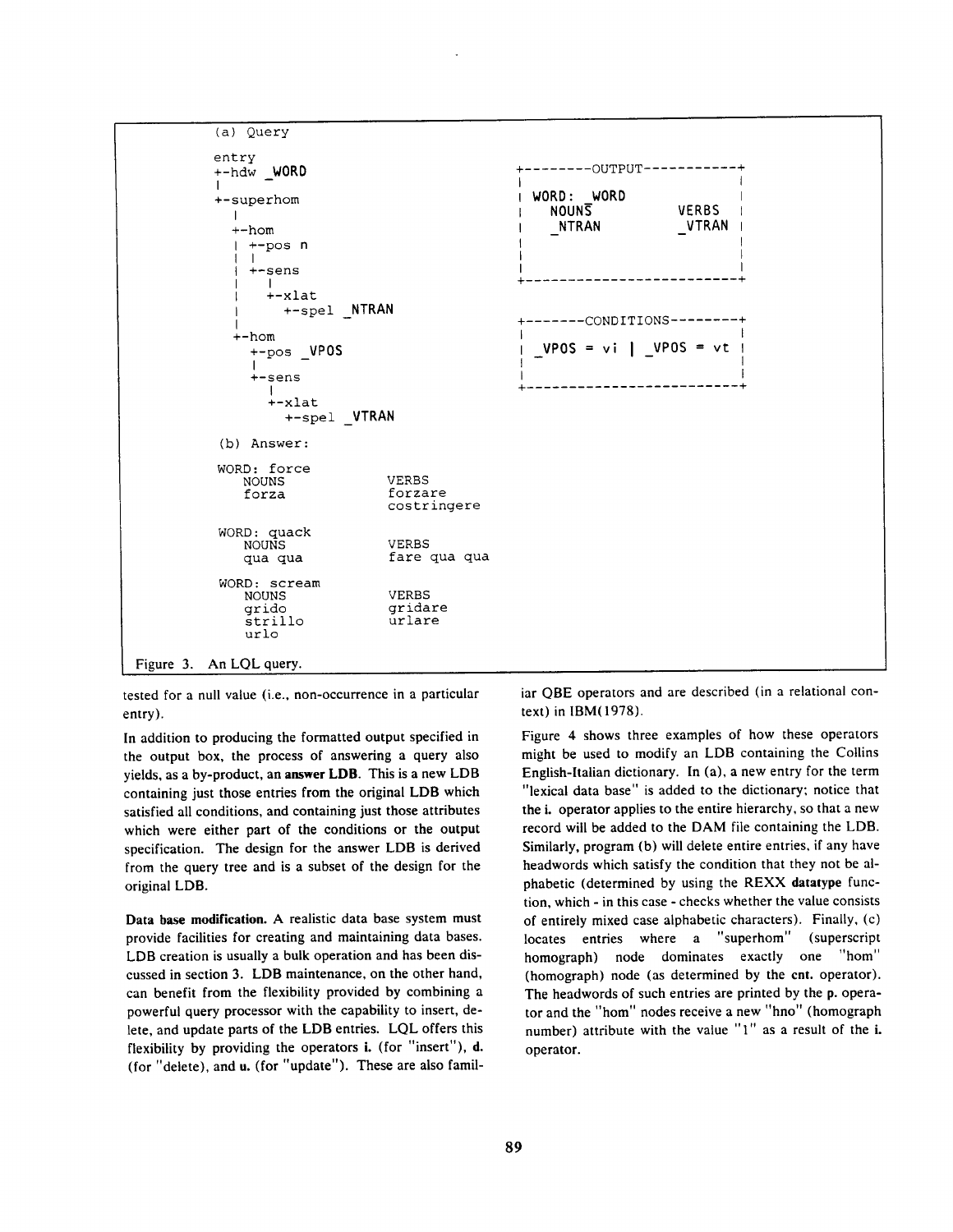```
(a) Query

entry
+-hdw _WORD
|
+-superhom
  |
  +-hom
  | +-pos n
  | |
  | +-sens
  |   |
  |   +-xlat
  |     +-spel _NTRAN
  |
  +-hom
    +-pos _VPOS
    |
    +-sens
      |
      +-xlat
        +-spel _VTRAN
```

```
+---------OUTPUT-----------+
|                          |
| WORD: _WORD              |
|   NOUNS         VERBS    |
|   _NTRAN        _VTRAN   |
|                          |
|                          |
+--------------------------+

+--------CONDITIONS--------+
|                          |
| _VPOS = vi | _VPOS = vt  |
|                          |
+--------------------------+
```

```
(b) Answer:

WORD: force
   NOUNS             VERBS
   forza             forzare
                     costringere

WORD: quack
   NOUNS             VERBS
   qua qua           fare qua qua

WORD: scream
   NOUNS             VERBS
   grido             gridare
   strillo           urlare
   urlo
```

Figure 3. An LQL query.

tested for a null value (i.e., non-occurrence in a particular entry).

In addition to producing the formatted output specified in the output box, the process of answering a query also yields, as a by-product, an **answer LDB**. This is a new LDB containing just those entries from the original LDB which satisfied all conditions, and containing just those attributes which were either part of the conditions or the output specification. The design for the answer LDB is derived from the query tree and is a subset of the design for the original LDB.

**Data base modification.** A realistic data base system must provide facilities for creating and maintaining data bases. LDB creation is usually a bulk operation and has been discussed in section 3. LDB maintenance, on the other hand, can benefit from the flexibility provided by combining a powerful query processor with the capability to insert, delete, and update parts of the LDB entries. LQL offers this flexibility by providing the operators **i.** (for "insert"), **d.** (for "delete), and **u.** (for "update"). These are also familiar QBE operators and are described (in a relational context) in IBM(1978).

Figure 4 shows three examples of how these operators might be used to modify an LDB containing the Collins English-Italian dictionary. In (a), a new entry for the term "lexical data base" is added to the dictionary; notice that the **i.** operator applies to the entire hierarchy, so that a new record will be added to the DAM file containing the LDB. Similarly, program (b) will delete entire entries, if any have headwords which satisfy the condition that they not be alphabetic (determined by using the REXX **datatype** function, which - in this case - checks whether the value consists of entirely mixed case alphabetic characters). Finally, (c) locates entries where a "superhom" (superscript homograph) node dominates exactly one "hom" (homograph) node (as determined by the **cnt.** operator). The headwords of such entries are printed by the **p.** operator and the "hom" nodes receive a new "hno" (homograph number) attribute with the value "1" as a result of the **i.** operator.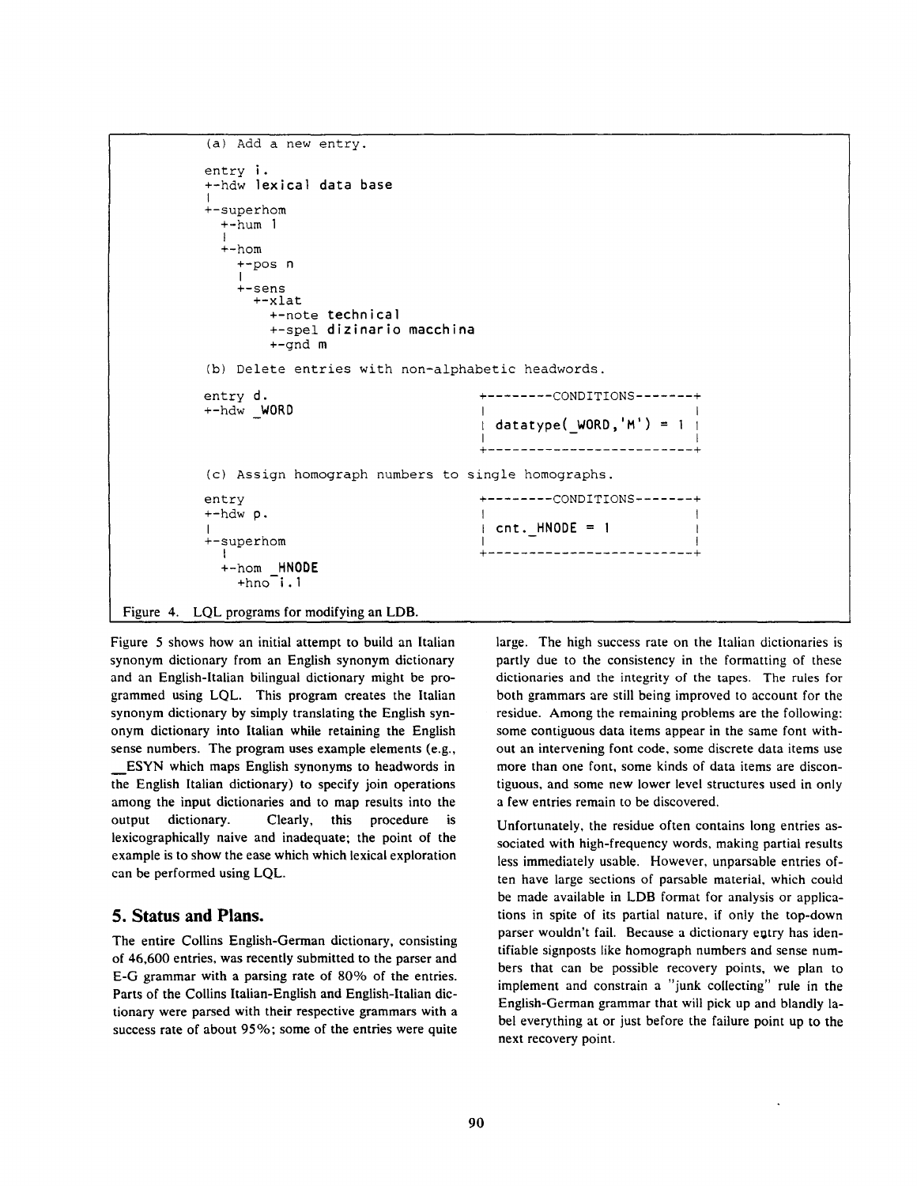```
(a) Add a new entry.

entry i.
+-hdw lexical data base
|
+-superhom
  +-hum 1
  |
  +-hom
    +-pos n
    |
    +-sens
      +-xlat
        +-note technical
        +-spel dizinario macchina
        +-gnd m

(b) Delete entries with non-alphabetic headwords.

entry d.                              +---------CONDITIONS-------+
+-hdw _WORD                           |                          |
                                      | datatype(_WORD,'M') = 1  |
                                      |                          |
                                      +--------------------------+

(c) Assign homograph numbers to single homographs.

entry                                 +---------CONDITIONS-------+
+-hdw p.                              |                          |
|                                     | cnt._HNODE = 1           |
+-superhom                            |                          |
  |                                   +--------------------------+
  +-hom _HNODE
    +hno i.1
```

Figure 4. LQL programs for modifying an LDB.

Figure 5 shows how an initial attempt to build an Italian synonym dictionary from an English synonym dictionary and an English-Italian bilingual dictionary might be programmed using LQL. This program creates the Italian synonym dictionary by simply translating the English synonym dictionary into Italian while retaining the English sense numbers. The program uses example elements (e.g., _ESYN which maps English synonyms to headwords in the English Italian dictionary) to specify join operations among the input dictionaries and to map results into the output dictionary. Clearly, this procedure is lexicographically naive and inadequate; the point of the example is to show the ease which which lexical exploration can be performed using LQL.

## 5. Status and Plans.

The entire Collins English-German dictionary, consisting of 46,600 entries, was recently submitted to the parser and E-G grammar with a parsing rate of 80% of the entries. Parts of the Collins Italian-English and English-Italian dictionary were parsed with their respective grammars with a success rate of about 95%; some of the entries were quite large. The high success rate on the Italian dictionaries is partly due to the consistency in the formatting of these dictionaries and the integrity of the tapes. The rules for both grammars are still being improved to account for the residue. Among the remaining problems are the following: some contiguous data items appear in the same font without an intervening font code, some discrete data items use more than one font, some kinds of data items are discontiguous, and some new lower level structures used in only a few entries remain to be discovered.

Unfortunately, the residue often contains long entries associated with high-frequency words, making partial results less immediately usable. However, unparsable entries often have large sections of parsable material, which could be made available in LDB format for analysis or applications in spite of its partial nature, if only the top-down parser wouldn't fail. Because a dictionary eqtry has identifiable signposts like homograph numbers and sense numbers that can be possible recovery points, we plan to implement and constrain a "junk collecting" rule in the English-German grammar that will pick up and blandly label everything at or just before the failure point up to the next recovery point.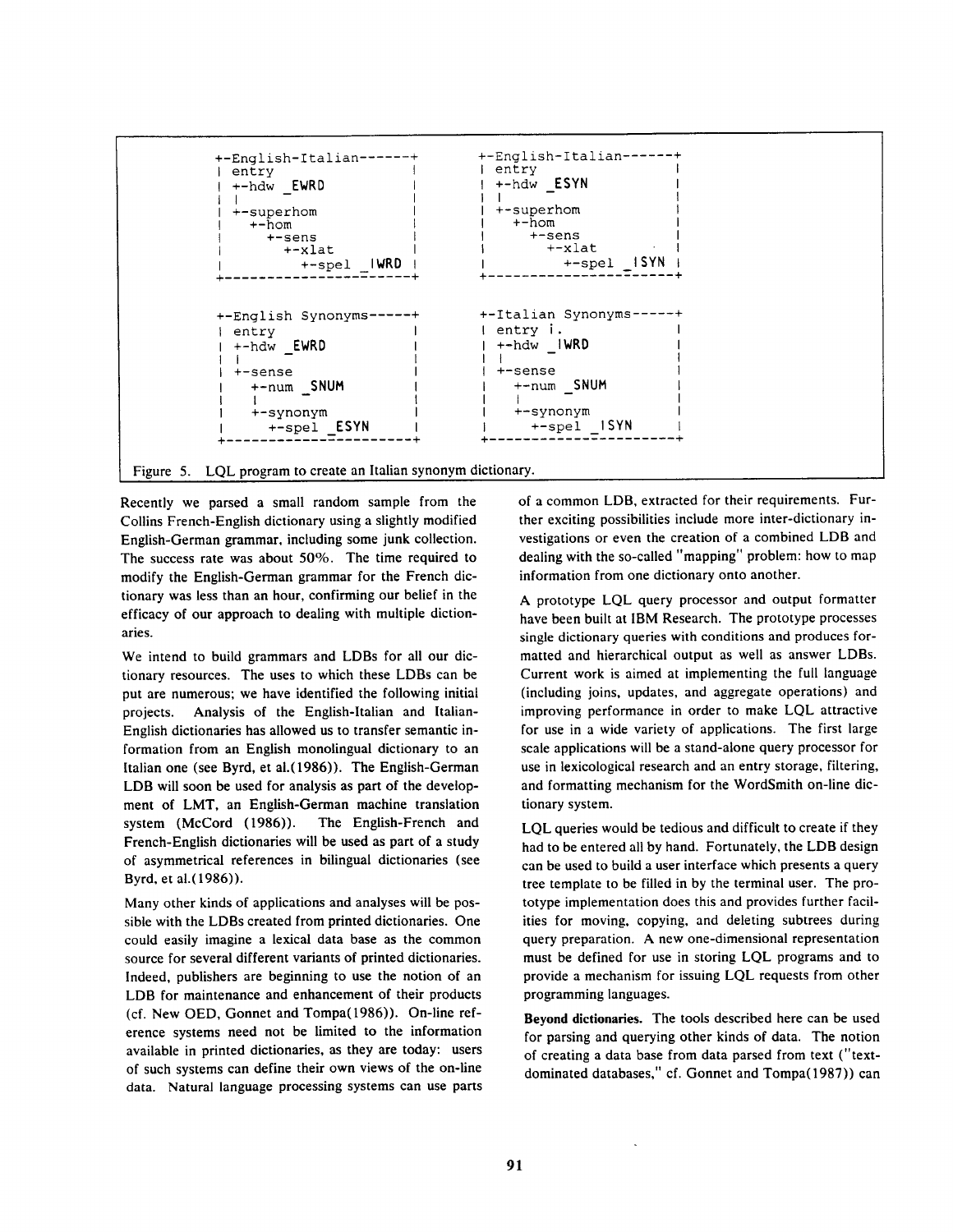```
+-English-Italian------+          +-English-Italian------+
| entry                |          | entry                |
| +-hdw _EWRD          |          | +-hdw _ESYN          |
| |                    |          | |                    |
| +-superhom           |          | +-superhom           |
|   +-hom              |          |   +-hom              |
|     +-sens           |          |     +-sens           |
|       +-xlat         |          |       +-xlat         |
|         +-spel _IWRD |          |         +-spel _ISYN |
+----------------------+          +----------------------+

+-English Synonyms-----+          +-Italian Synonyms-----+
| entry                |          | entry i.             |
| +-hdw _EWRD          |          | +-hdw _IWRD          |
| |                    |          | |                    |
| +-sense              |          | +-sense              |
|   +-num _SNUM        |          |   +-num _SNUM        |
|   |                  |          |   |                  |
|   +-synonym          |          |   +-synonym          |
|     +-spel _ESYN     |          |     +-spel _ISYN     |
+----------------------+          +----------------------+
```

Figure 5. LQL program to create an Italian synonym dictionary.

Recently we parsed a small random sample from the Collins French-English dictionary using a slightly modified English-German grammar, including some junk collection. The success rate was about 50%. The time required to modify the English-German grammar for the French dictionary was less than an hour, confirming our belief in the efficacy of our approach to dealing with multiple dictionaries.

We intend to build grammars and LDBs for all our dictionary resources. The uses to which these LDBs can be put are numerous; we have identified the following initial projects. Analysis of the English-Italian and Italian-English dictionaries has allowed us to transfer semantic information from an English monolingual dictionary to an Italian one (see Byrd, et al.(1986)). The English-German LDB will soon be used for analysis as part of the development of LMT, an English-German machine translation system (McCord (1986)). The English-French and French-English dictionaries will be used as part of a study of asymmetrical references in bilingual dictionaries (see Byrd, et al.(1986)).

Many other kinds of applications and analyses will be possible with the LDBs created from printed dictionaries. One could easily imagine a lexical data base as the common source for several different variants of printed dictionaries. Indeed, publishers are beginning to use the notion of an LDB for maintenance and enhancement of their products (cf. New OED, Gonnet and Tompa(1986)). On-line reference systems need not be limited to the information available in printed dictionaries, as they are today: users of such systems can define their own views of the on-line data. Natural language processing systems can use parts of a common LDB, extracted for their requirements. Further exciting possibilities include more inter-dictionary investigations or even the creation of a combined LDB and dealing with the so-called "mapping" problem: how to map information from one dictionary onto another.

A prototype LQL query processor and output formatter have been built at IBM Research. The prototype processes single dictionary queries with conditions and produces formatted and hierarchical output as well as answer LDBs. Current work is aimed at implementing the full language (including joins, updates, and aggregate operations) and improving performance in order to make LQL attractive for use in a wide variety of applications. The first large scale applications will be a stand-alone query processor for use in lexicological research and an entry storage, filtering, and formatting mechanism for the WordSmith on-line dictionary system.

LQL queries would be tedious and difficult to create if they had to be entered all by hand. Fortunately, the LDB design can be used to build a user interface which presents a query tree template to be filled in by the terminal user. The prototype implementation does this and provides further facilities for moving, copying, and deleting subtrees during query preparation. A new one-dimensional representation must be defined for use in storing LQL programs and to provide a mechanism for issuing LQL requests from other programming languages.

**Beyond dictionaries.** The tools described here can be used for parsing and querying other kinds of data. The notion of creating a data base from data parsed from text ("text-dominated databases," cf. Gonnet and Tompa(1987)) can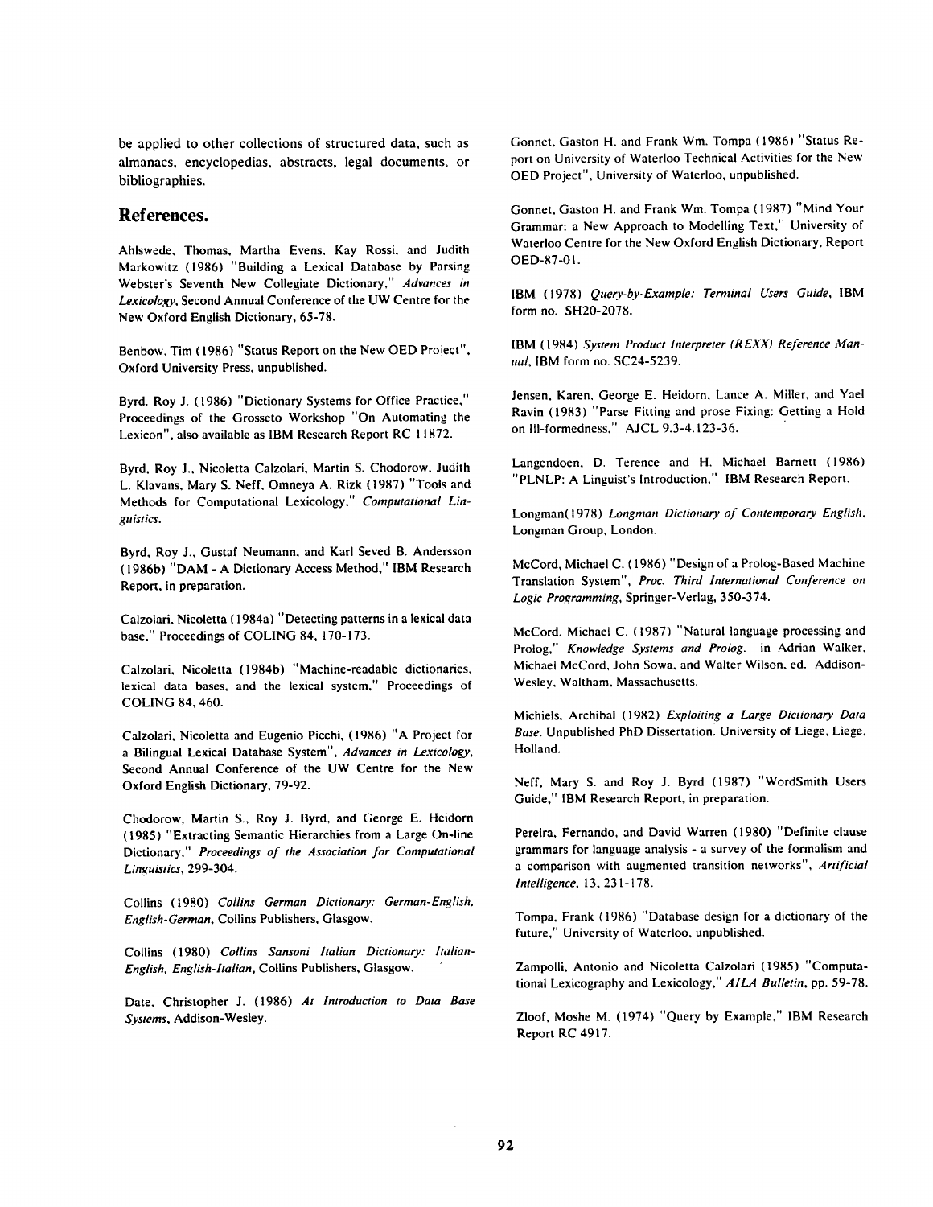be applied to other collections of structured data, such as almanacs, encyclopedias, abstracts, legal documents, or bibliographies.

## References.

Ahlswede, Thomas, Martha Evens, Kay Rossi, and Judith Markowitz (1986) "Building a Lexical Database by Parsing Webster's Seventh New Collegiate Dictionary," *Advances in Lexicology*, Second Annual Conference of the UW Centre for the New Oxford English Dictionary, 65-78.

Benbow, Tim (1986) "Status Report on the New OED Project", Oxford University Press, unpublished.

Byrd, Roy J. (1986) "Dictionary Systems for Office Practice," Proceedings of the Grosseto Workshop "On Automating the Lexicon", also available as IBM Research Report RC 11872.

Byrd, Roy J., Nicoletta Calzolari, Martin S. Chodorow, Judith L. Klavans, Mary S. Neff, Omneya A. Rizk (1987) "Tools and Methods for Computational Lexicology," *Computational Linguistics*.

Byrd, Roy J., Gustaf Neumann, and Karl Seved B. Andersson (1986b) "DAM - A Dictionary Access Method," IBM Research Report, in preparation.

Calzolari, Nicoletta (1984a) "Detecting patterns in a lexical data base," Proceedings of COLING 84, 170-173.

Calzolari, Nicoletta (1984b) "Machine-readable dictionaries, lexical data bases, and the lexical system," Proceedings of COLING 84, 460.

Calzolari, Nicoletta and Eugenio Picchi, (1986) "A Project for a Bilingual Lexical Database System", *Advances in Lexicology*, Second Annual Conference of the UW Centre for the New Oxford English Dictionary, 79-92.

Chodorow, Martin S., Roy J. Byrd, and George E. Heidorn (1985) "Extracting Semantic Hierarchies from a Large On-line Dictionary," *Proceedings of the Association for Computational Linguistics*, 299-304.

Collins (1980) *Collins German Dictionary: German-English, English-German*, Collins Publishers, Glasgow.

Collins (1980) *Collins Sansoni Italian Dictionary: Italian-English, English-Italian*, Collins Publishers, Glasgow.

Date, Christopher J. (1986) *At Introduction to Data Base Systems*, Addison-Wesley.

Gonnet, Gaston H. and Frank Wm. Tompa (1986) "Status Report on University of Waterloo Technical Activities for the New OED Project", University of Waterloo, unpublished.

Gonnet, Gaston H. and Frank Wm. Tompa (1987) "Mind Your Grammar: a New Approach to Modelling Text," University of Waterloo Centre for the New Oxford English Dictionary, Report OED-87-01.

IBM (1978) *Query-by-Example: Terminal Users Guide*, IBM form no. SH20-2078.

IBM (1984) *System Product Interpreter (REXX) Reference Manual*, IBM form no. SC24-5239.

Jensen, Karen, George E. Heidorn, Lance A. Miller, and Yael Ravin (1983) "Parse Fitting and prose Fixing: Getting a Hold on Ill-formedness," AJCL 9.3-4.123-36.

Langendoen, D. Terence and H. Michael Barnett (1986) "PLNLP: A Linguist's Introduction," IBM Research Report.

Longman(1978) *Longman Dictionary of Contemporary English*, Longman Group, London.

McCord, Michael C. (1986) "Design of a Prolog-Based Machine Translation System", *Proc. Third International Conference on Logic Programming*, Springer-Verlag, 350-374.

McCord, Michael C. (1987) "Natural language processing and Prolog," *Knowledge Systems and Prolog*. in Adrian Walker, Michael McCord, John Sowa, and Walter Wilson, ed. Addison-Wesley, Waltham, Massachusetts.

Michiels, Archibal (1982) *Exploiting a Large Dictionary Data Base*. Unpublished PhD Dissertation. University of Liege, Liege, Holland.

Neff, Mary S. and Roy J. Byrd (1987) "WordSmith Users Guide," IBM Research Report, in preparation.

Pereira, Fernando, and David Warren (1980) "Definite clause grammars for language analysis - a survey of the formalism and a comparison with augmented transition networks", *Artificial Intelligence*, 13, 231-178.

Tompa, Frank (1986) "Database design for a dictionary of the future," University of Waterloo, unpublished.

Zampolli, Antonio and Nicoletta Calzolari (1985) "Computational Lexicography and Lexicology," *AILA Bulletin*, pp. 59-78.

Zloof, Moshe M. (1974) "Query by Example," IBM Research Report RC 4917.